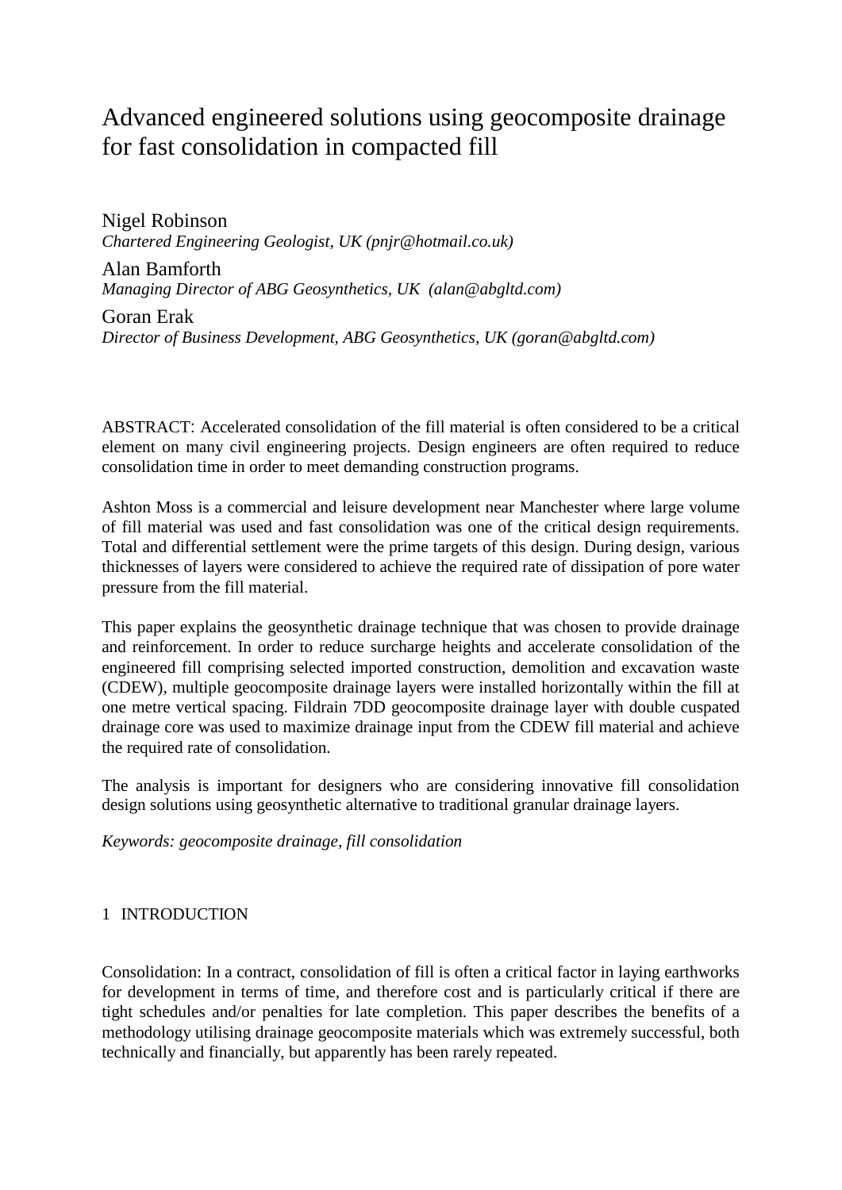# Advanced engineered solutions using geocomposite drainage for fast consolidation in compacted fill

Nigel Robinson
*Chartered Engineering Geologist, UK (pnjr@hotmail.co.uk)*

Alan Bamforth
*Managing Director of ABG Geosynthetics, UK (alan@abgltd.com)*

Goran Erak
*Director of Business Development, ABG Geosynthetics, UK (goran@abgltd.com)*

ABSTRACT: Accelerated consolidation of the fill material is often considered to be a critical element on many civil engineering projects. Design engineers are often required to reduce consolidation time in order to meet demanding construction programs.

Ashton Moss is a commercial and leisure development near Manchester where large volume of fill material was used and fast consolidation was one of the critical design requirements. Total and differential settlement were the prime targets of this design. During design, various thicknesses of layers were considered to achieve the required rate of dissipation of pore water pressure from the fill material.

This paper explains the geosynthetic drainage technique that was chosen to provide drainage and reinforcement. In order to reduce surcharge heights and accelerate consolidation of the engineered fill comprising selected imported construction, demolition and excavation waste (CDEW), multiple geocomposite drainage layers were installed horizontally within the fill at one metre vertical spacing. Fildrain 7DD geocomposite drainage layer with double cuspated drainage core was used to maximize drainage input from the CDEW fill material and achieve the required rate of consolidation.

The analysis is important for designers who are considering innovative fill consolidation design solutions using geosynthetic alternative to traditional granular drainage layers.

*Keywords: geocomposite drainage, fill consolidation*

## 1 INTRODUCTION

Consolidation: In a contract, consolidation of fill is often a critical factor in laying earthworks for development in terms of time, and therefore cost and is particularly critical if there are tight schedules and/or penalties for late completion. This paper describes the benefits of a methodology utilising drainage geocomposite materials which was extremely successful, both technically and financially, but apparently has been rarely repeated.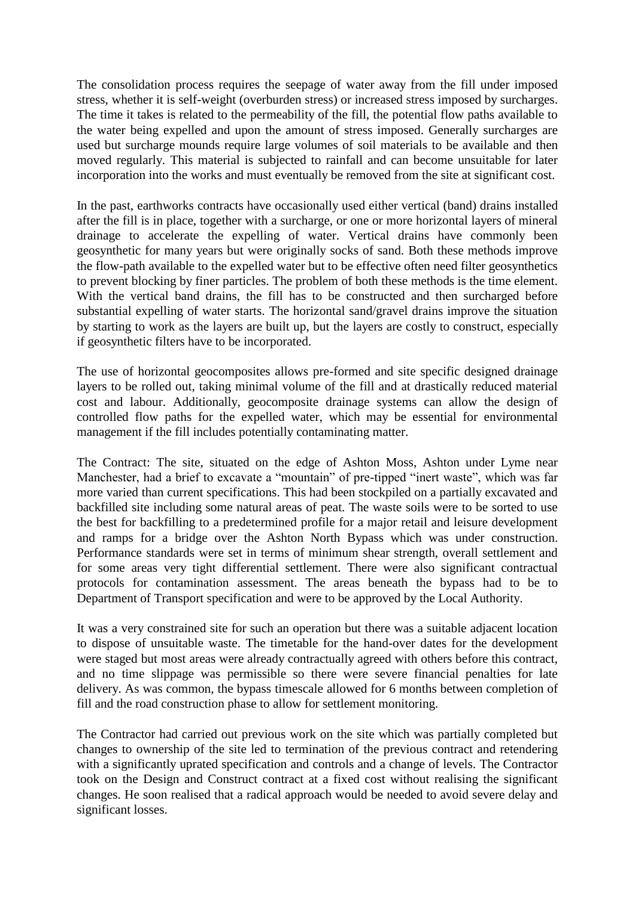The consolidation process requires the seepage of water away from the fill under imposed stress, whether it is self-weight (overburden stress) or increased stress imposed by surcharges. The time it takes is related to the permeability of the fill, the potential flow paths available to the water being expelled and upon the amount of stress imposed. Generally surcharges are used but surcharge mounds require large volumes of soil materials to be available and then moved regularly. This material is subjected to rainfall and can become unsuitable for later incorporation into the works and must eventually be removed from the site at significant cost.

In the past, earthworks contracts have occasionally used either vertical (band) drains installed after the fill is in place, together with a surcharge, or one or more horizontal layers of mineral drainage to accelerate the expelling of water. Vertical drains have commonly been geosynthetic for many years but were originally socks of sand. Both these methods improve the flow-path available to the expelled water but to be effective often need filter geosynthetics to prevent blocking by finer particles. The problem of both these methods is the time element. With the vertical band drains, the fill has to be constructed and then surcharged before substantial expelling of water starts. The horizontal sand/gravel drains improve the situation by starting to work as the layers are built up, but the layers are costly to construct, especially if geosynthetic filters have to be incorporated.

The use of horizontal geocomposites allows pre-formed and site specific designed drainage layers to be rolled out, taking minimal volume of the fill and at drastically reduced material cost and labour. Additionally, geocomposite drainage systems can allow the design of controlled flow paths for the expelled water, which may be essential for environmental management if the fill includes potentially contaminating matter.

The Contract: The site, situated on the edge of Ashton Moss, Ashton under Lyme near Manchester, had a brief to excavate a "mountain" of pre-tipped "inert waste", which was far more varied than current specifications. This had been stockpiled on a partially excavated and backfilled site including some natural areas of peat. The waste soils were to be sorted to use the best for backfilling to a predetermined profile for a major retail and leisure development and ramps for a bridge over the Ashton North Bypass which was under construction. Performance standards were set in terms of minimum shear strength, overall settlement and for some areas very tight differential settlement. There were also significant contractual protocols for contamination assessment. The areas beneath the bypass had to be to Department of Transport specification and were to be approved by the Local Authority.

It was a very constrained site for such an operation but there was a suitable adjacent location to dispose of unsuitable waste. The timetable for the hand-over dates for the development were staged but most areas were already contractually agreed with others before this contract, and no time slippage was permissible so there were severe financial penalties for late delivery. As was common, the bypass timescale allowed for 6 months between completion of fill and the road construction phase to allow for settlement monitoring.

The Contractor had carried out previous work on the site which was partially completed but changes to ownership of the site led to termination of the previous contract and retendering with a significantly uprated specification and controls and a change of levels. The Contractor took on the Design and Construct contract at a fixed cost without realising the significant changes. He soon realised that a radical approach would be needed to avoid severe delay and significant losses.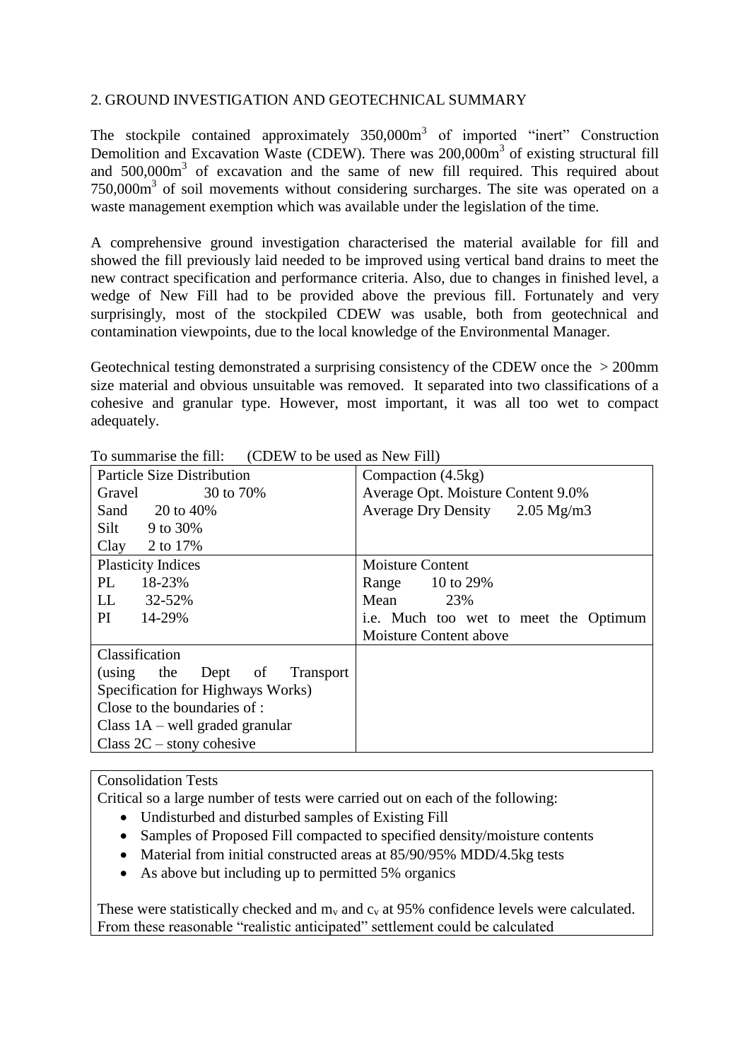## 2. GROUND INVESTIGATION AND GEOTECHNICAL SUMMARY

The stockpile contained approximately 350,000m$^3$ of imported "inert" Construction Demolition and Excavation Waste (CDEW). There was 200,000m$^3$ of existing structural fill and 500,000m$^3$ of excavation and the same of new fill required. This required about 750,000m$^3$ of soil movements without considering surcharges. The site was operated on a waste management exemption which was available under the legislation of the time.

A comprehensive ground investigation characterised the material available for fill and showed the fill previously laid needed to be improved using vertical band drains to meet the new contract specification and performance criteria. Also, due to changes in finished level, a wedge of New Fill had to be provided above the previous fill. Fortunately and very surprisingly, most of the stockpiled CDEW was usable, both from geotechnical and contamination viewpoints, due to the local knowledge of the Environmental Manager.

Geotechnical testing demonstrated a surprising consistency of the CDEW once the > 200mm size material and obvious unsuitable was removed. It separated into two classifications of a cohesive and granular type. However, most important, it was all too wet to compact adequately.

To summarise the fill: (CDEW to be used as New Fill)

| | |
|---|---|
| Particle Size Distribution<br>Gravel 30 to 70%<br>Sand 20 to 40%<br>Silt 9 to 30%<br>Clay 2 to 17% | Compaction (4.5kg)<br>Average Opt. Moisture Content 9.0%<br>Average Dry Density 2.05 Mg/m3 |
| Plasticity Indices<br>PL 18-23%<br>LL 32-52%<br>PI 14-29% | Moisture Content<br>Range 10 to 29%<br>Mean 23%<br>i.e. Much too wet to meet the Optimum Moisture Content above |
| Classification<br>(using the Dept of Transport Specification for Highways Works)<br>Close to the boundaries of :<br>Class 1A – well graded granular<br>Class 2C – stony cohesive | |

Consolidation Tests

Critical so a large number of tests were carried out on each of the following:

- Undisturbed and disturbed samples of Existing Fill
- Samples of Proposed Fill compacted to specified density/moisture contents
- Material from initial constructed areas at 85/90/95% MDD/4.5kg tests
- As above but including up to permitted 5% organics

These were statistically checked and $m_v$ and $c_v$ at 95% confidence levels were calculated. From these reasonable "realistic anticipated" settlement could be calculated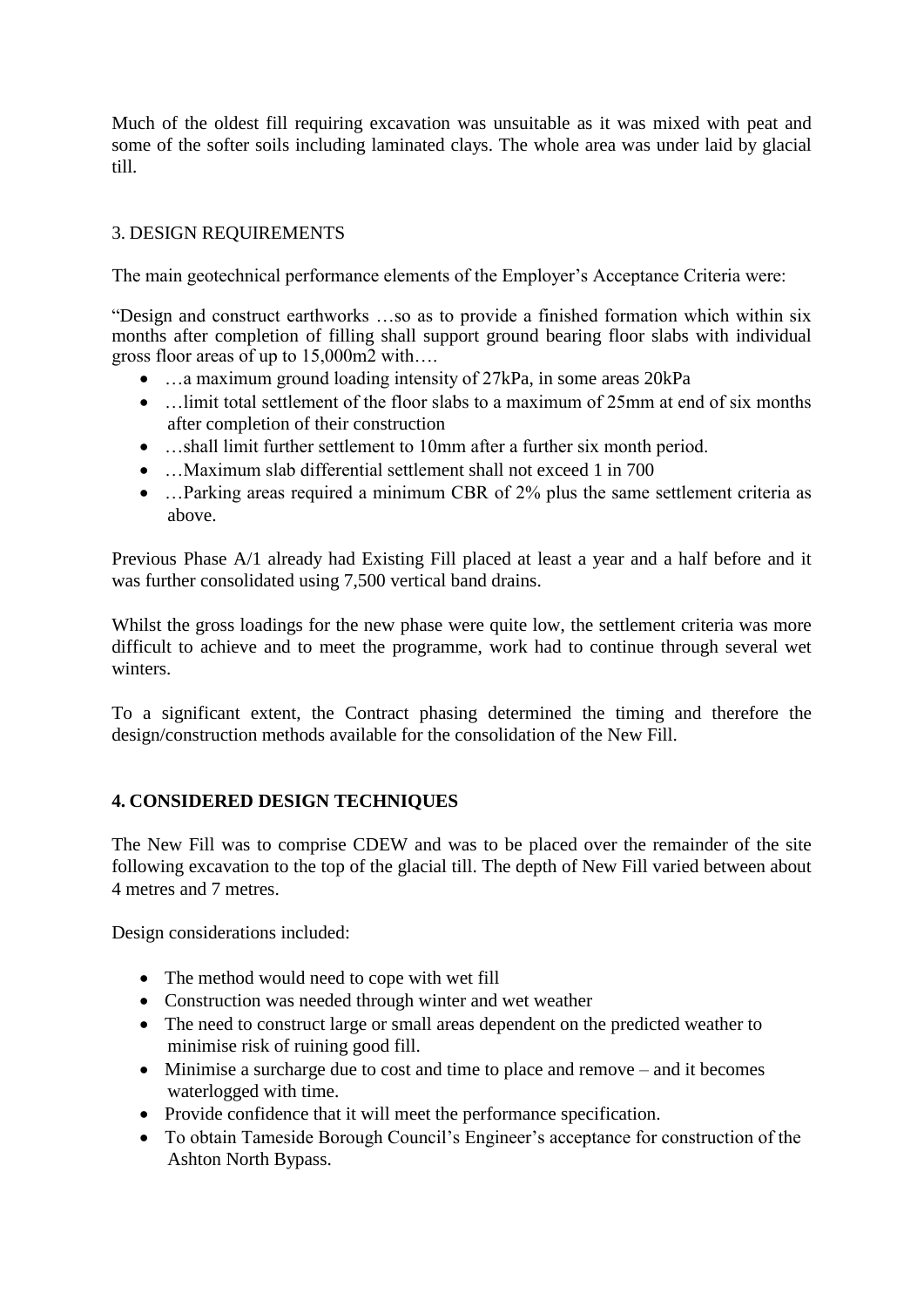Much of the oldest fill requiring excavation was unsuitable as it was mixed with peat and some of the softer soils including laminated clays. The whole area was under laid by glacial till.

## 3. DESIGN REQUIREMENTS

The main geotechnical performance elements of the Employer's Acceptance Criteria were:

"Design and construct earthworks …so as to provide a finished formation which within six months after completion of filling shall support ground bearing floor slabs with individual gross floor areas of up to 15,000m2 with….

- …a maximum ground loading intensity of 27kPa, in some areas 20kPa
- …limit total settlement of the floor slabs to a maximum of 25mm at end of six months after completion of their construction
- …shall limit further settlement to 10mm after a further six month period.
- …Maximum slab differential settlement shall not exceed 1 in 700
- …Parking areas required a minimum CBR of 2% plus the same settlement criteria as above.

Previous Phase A/1 already had Existing Fill placed at least a year and a half before and it was further consolidated using 7,500 vertical band drains.

Whilst the gross loadings for the new phase were quite low, the settlement criteria was more difficult to achieve and to meet the programme, work had to continue through several wet winters.

To a significant extent, the Contract phasing determined the timing and therefore the design/construction methods available for the consolidation of the New Fill.

## **4. CONSIDERED DESIGN TECHNIQUES**

The New Fill was to comprise CDEW and was to be placed over the remainder of the site following excavation to the top of the glacial till. The depth of New Fill varied between about 4 metres and 7 metres.

Design considerations included:

- The method would need to cope with wet fill
- Construction was needed through winter and wet weather
- The need to construct large or small areas dependent on the predicted weather to minimise risk of ruining good fill.
- Minimise a surcharge due to cost and time to place and remove – and it becomes waterlogged with time.
- Provide confidence that it will meet the performance specification.
- To obtain Tameside Borough Council's Engineer's acceptance for construction of the Ashton North Bypass.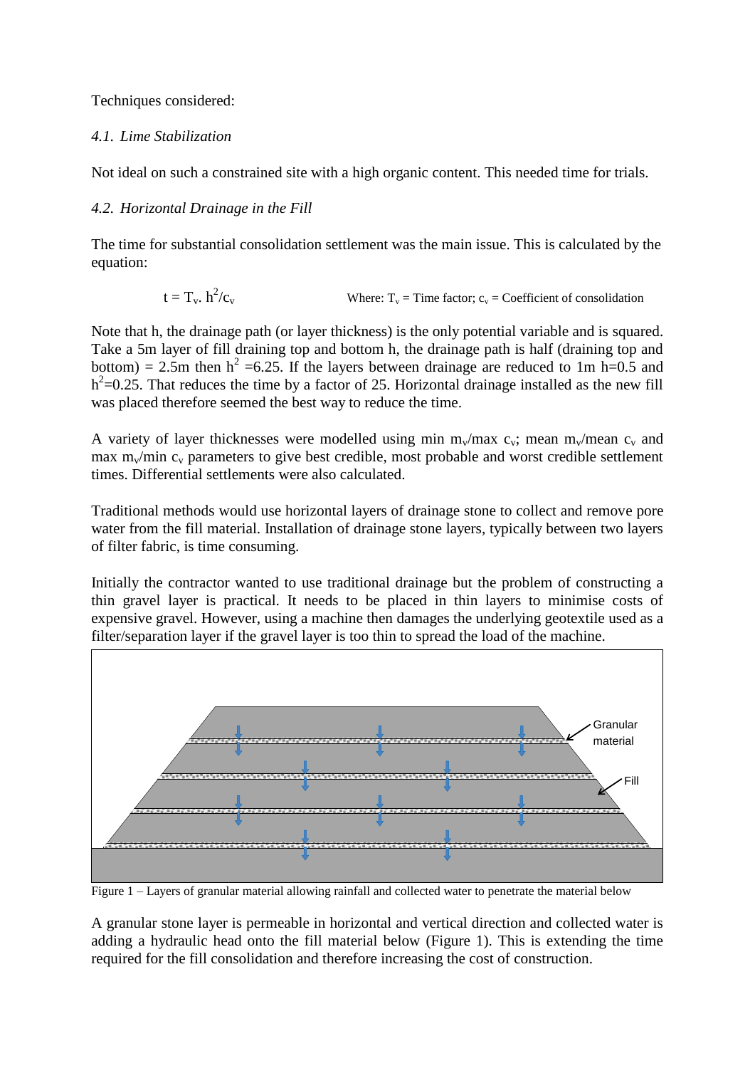Techniques considered:

### *4.1. Lime Stabilization*

Not ideal on such a constrained site with a high organic content. This needed time for trials.

### *4.2. Horizontal Drainage in the Fill*

The time for substantial consolidation settlement was the main issue. This is calculated by the equation:

$$t = T_v . h^2/c_v \qquad \text{Where: } T_v = \text{Time factor; } c_v = \text{Coefficient of consolidation}$$

Note that h, the drainage path (or layer thickness) is the only potential variable and is squared. Take a 5m layer of fill draining top and bottom h, the drainage path is half (draining top and bottom) = 2.5m then $h^2$ =6.25. If the layers between drainage are reduced to 1m h=0.5 and $h^2$=0.25. That reduces the time by a factor of 25. Horizontal drainage installed as the new fill was placed therefore seemed the best way to reduce the time.

A variety of layer thicknesses were modelled using min $m_v$/max $c_v$; mean $m_v$/mean $c_v$ and max $m_v$/min $c_v$ parameters to give best credible, most probable and worst credible settlement times. Differential settlements were also calculated.

Traditional methods would use horizontal layers of drainage stone to collect and remove pore water from the fill material. Installation of drainage stone layers, typically between two layers of filter fabric, is time consuming.

Initially the contractor wanted to use traditional drainage but the problem of constructing a thin gravel layer is practical. It needs to be placed in thin layers to minimise costs of expensive gravel. However, using a machine then damages the underlying geotextile used as a filter/separation layer if the gravel layer is too thin to spread the load of the machine.

Figure 1 – Layers of granular material allowing rainfall and collected water to penetrate the material below

A granular stone layer is permeable in horizontal and vertical direction and collected water is adding a hydraulic head onto the fill material below (Figure 1). This is extending the time required for the fill consolidation and therefore increasing the cost of construction.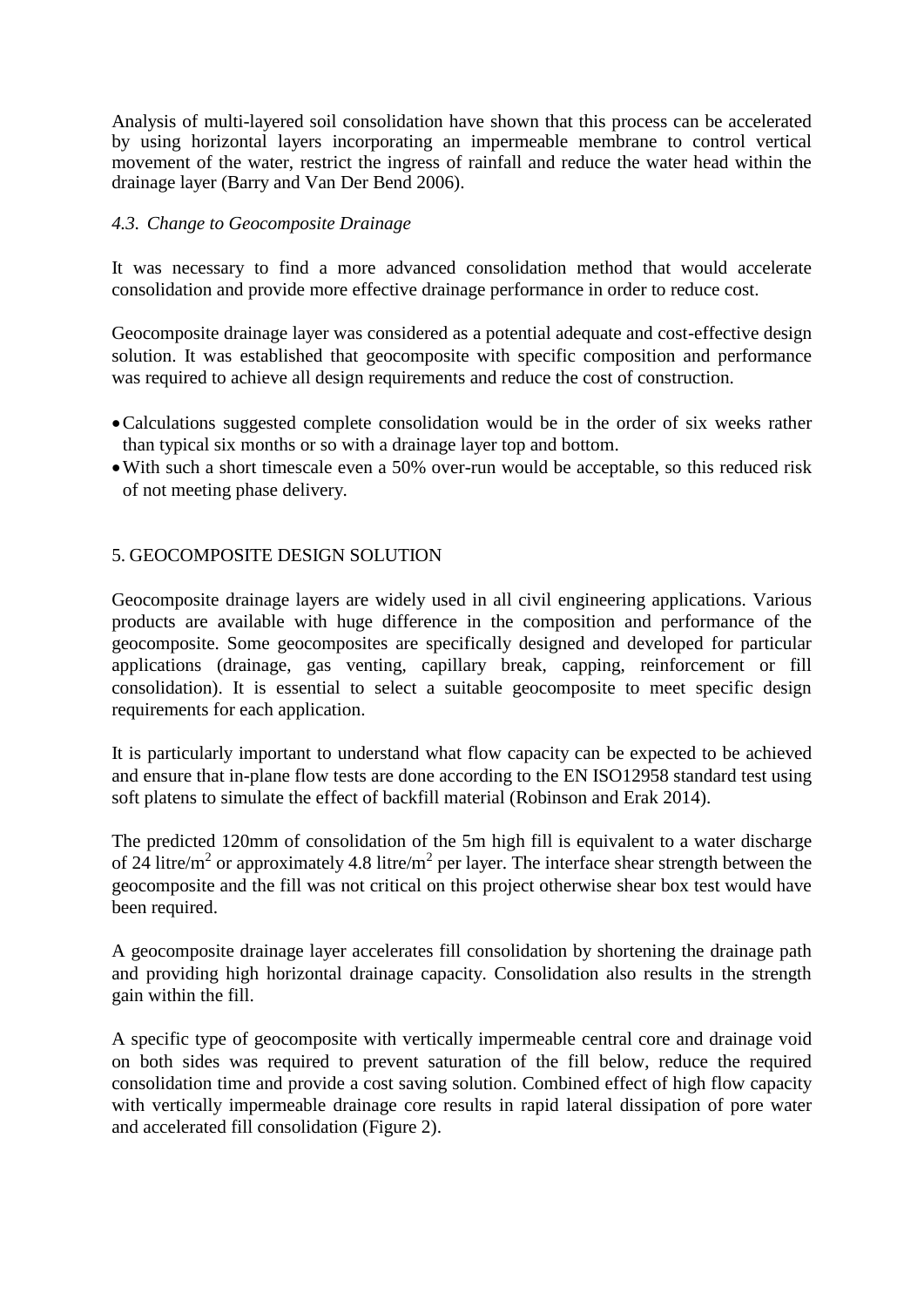Analysis of multi-layered soil consolidation have shown that this process can be accelerated by using horizontal layers incorporating an impermeable membrane to control vertical movement of the water, restrict the ingress of rainfall and reduce the water head within the drainage layer (Barry and Van Der Bend 2006).

### *4.3. Change to Geocomposite Drainage*

It was necessary to find a more advanced consolidation method that would accelerate consolidation and provide more effective drainage performance in order to reduce cost.

Geocomposite drainage layer was considered as a potential adequate and cost-effective design solution. It was established that geocomposite with specific composition and performance was required to achieve all design requirements and reduce the cost of construction.

- Calculations suggested complete consolidation would be in the order of six weeks rather than typical six months or so with a drainage layer top and bottom.
- With such a short timescale even a 50% over-run would be acceptable, so this reduced risk of not meeting phase delivery.

## 5. GEOCOMPOSITE DESIGN SOLUTION

Geocomposite drainage layers are widely used in all civil engineering applications. Various products are available with huge difference in the composition and performance of the geocomposite. Some geocomposites are specifically designed and developed for particular applications (drainage, gas venting, capillary break, capping, reinforcement or fill consolidation). It is essential to select a suitable geocomposite to meet specific design requirements for each application.

It is particularly important to understand what flow capacity can be expected to be achieved and ensure that in-plane flow tests are done according to the EN ISO12958 standard test using soft platens to simulate the effect of backfill material (Robinson and Erak 2014).

The predicted 120mm of consolidation of the 5m high fill is equivalent to a water discharge of 24 litre/m$^2$ or approximately 4.8 litre/m$^2$ per layer. The interface shear strength between the geocomposite and the fill was not critical on this project otherwise shear box test would have been required.

A geocomposite drainage layer accelerates fill consolidation by shortening the drainage path and providing high horizontal drainage capacity. Consolidation also results in the strength gain within the fill.

A specific type of geocomposite with vertically impermeable central core and drainage void on both sides was required to prevent saturation of the fill below, reduce the required consolidation time and provide a cost saving solution. Combined effect of high flow capacity with vertically impermeable drainage core results in rapid lateral dissipation of pore water and accelerated fill consolidation (Figure 2).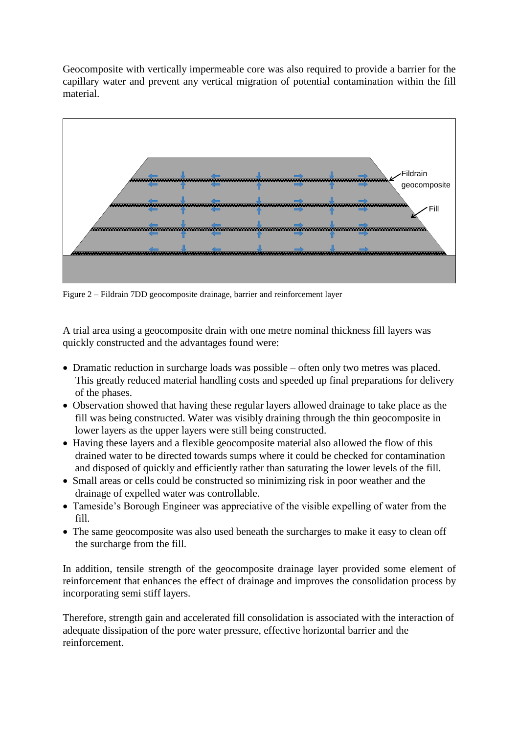Geocomposite with vertically impermeable core was also required to provide a barrier for the capillary water and prevent any vertical migration of potential contamination within the fill material.

Figure 2 – Fildrain 7DD geocomposite drainage, barrier and reinforcement layer

A trial area using a geocomposite drain with one metre nominal thickness fill layers was quickly constructed and the advantages found were:

- Dramatic reduction in surcharge loads was possible – often only two metres was placed. This greatly reduced material handling costs and speeded up final preparations for delivery of the phases.
- Observation showed that having these regular layers allowed drainage to take place as the fill was being constructed. Water was visibly draining through the thin geocomposite in lower layers as the upper layers were still being constructed.
- Having these layers and a flexible geocomposite material also allowed the flow of this drained water to be directed towards sumps where it could be checked for contamination and disposed of quickly and efficiently rather than saturating the lower levels of the fill.
- Small areas or cells could be constructed so minimizing risk in poor weather and the drainage of expelled water was controllable.
- Tameside's Borough Engineer was appreciative of the visible expelling of water from the fill.
- The same geocomposite was also used beneath the surcharges to make it easy to clean off the surcharge from the fill.

In addition, tensile strength of the geocomposite drainage layer provided some element of reinforcement that enhances the effect of drainage and improves the consolidation process by incorporating semi stiff layers.

Therefore, strength gain and accelerated fill consolidation is associated with the interaction of adequate dissipation of the pore water pressure, effective horizontal barrier and the reinforcement.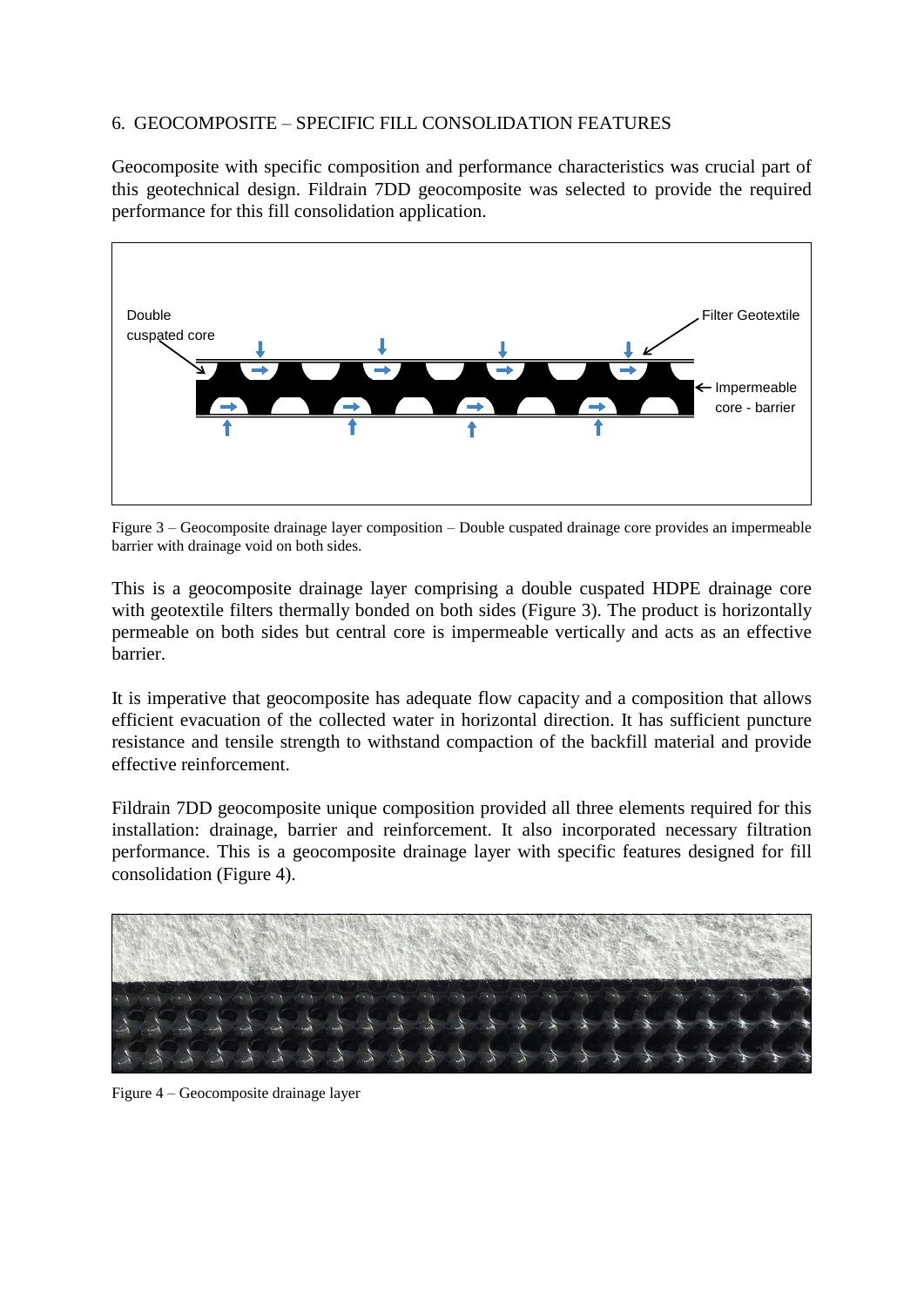## 6. GEOCOMPOSITE – SPECIFIC FILL CONSOLIDATION FEATURES

Geocomposite with specific composition and performance characteristics was crucial part of this geotechnical design. Fildrain 7DD geocomposite was selected to provide the required performance for this fill consolidation application.

Figure 3 – Geocomposite drainage layer composition – Double cuspated drainage core provides an impermeable barrier with drainage void on both sides.

This is a geocomposite drainage layer comprising a double cuspated HDPE drainage core with geotextile filters thermally bonded on both sides (Figure 3). The product is horizontally permeable on both sides but central core is impermeable vertically and acts as an effective barrier.

It is imperative that geocomposite has adequate flow capacity and a composition that allows efficient evacuation of the collected water in horizontal direction. It has sufficient puncture resistance and tensile strength to withstand compaction of the backfill material and provide effective reinforcement.

Fildrain 7DD geocomposite unique composition provided all three elements required for this installation: drainage, barrier and reinforcement. It also incorporated necessary filtration performance. This is a geocomposite drainage layer with specific features designed for fill consolidation (Figure 4).

Figure 4 – Geocomposite drainage layer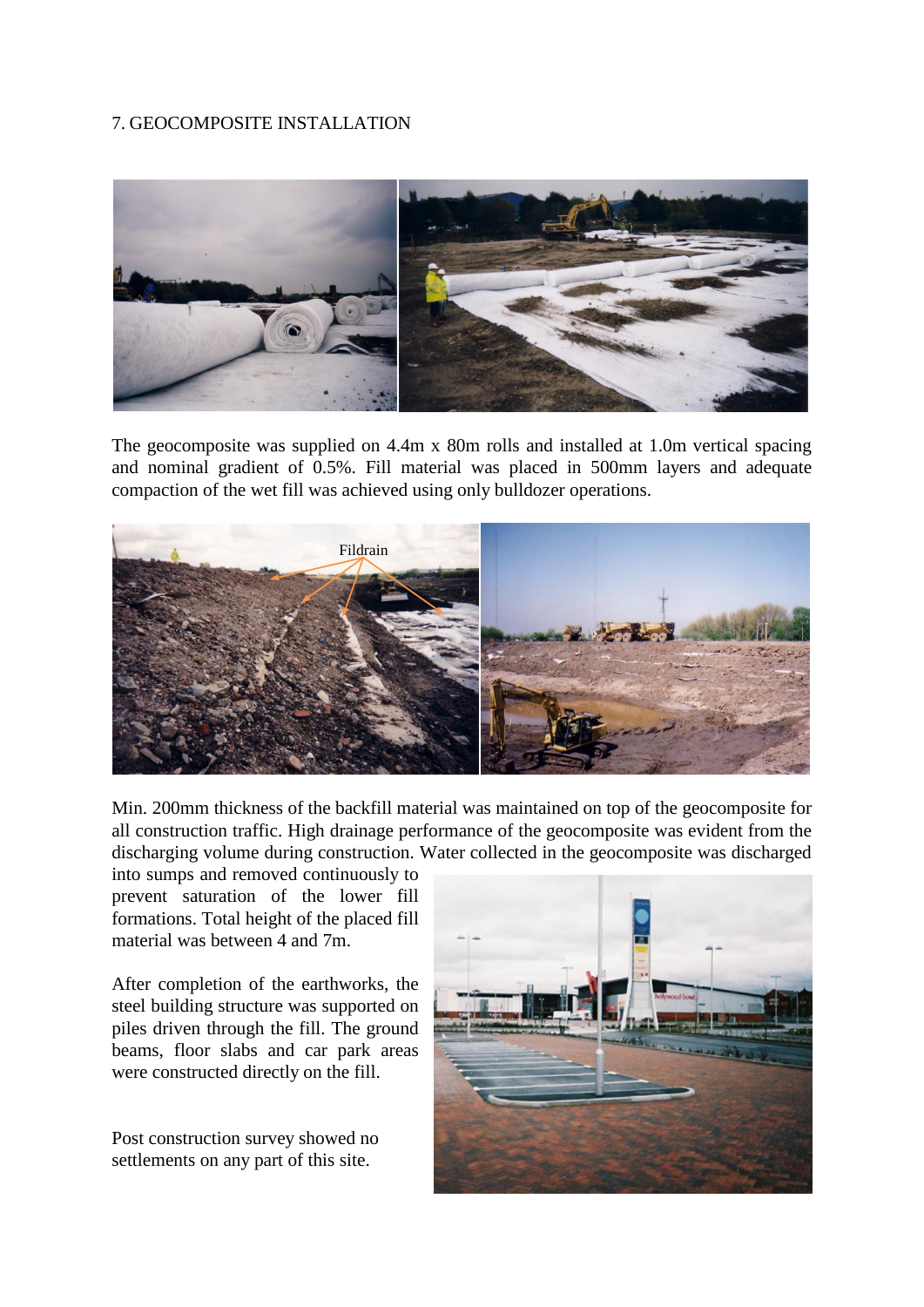## 7. GEOCOMPOSITE INSTALLATION

The geocomposite was supplied on 4.4m x 80m rolls and installed at 1.0m vertical spacing and nominal gradient of 0.5%. Fill material was placed in 500mm layers and adequate compaction of the wet fill was achieved using only bulldozer operations.

Min. 200mm thickness of the backfill material was maintained on top of the geocomposite for all construction traffic. High drainage performance of the geocomposite was evident from the discharging volume during construction. Water collected in the geocomposite was discharged into sumps and removed continuously to prevent saturation of the lower fill formations. Total height of the placed fill material was between 4 and 7m.

After completion of the earthworks, the steel building structure was supported on piles driven through the fill. The ground beams, floor slabs and car park areas were constructed directly on the fill.

Post construction survey showed no settlements on any part of this site.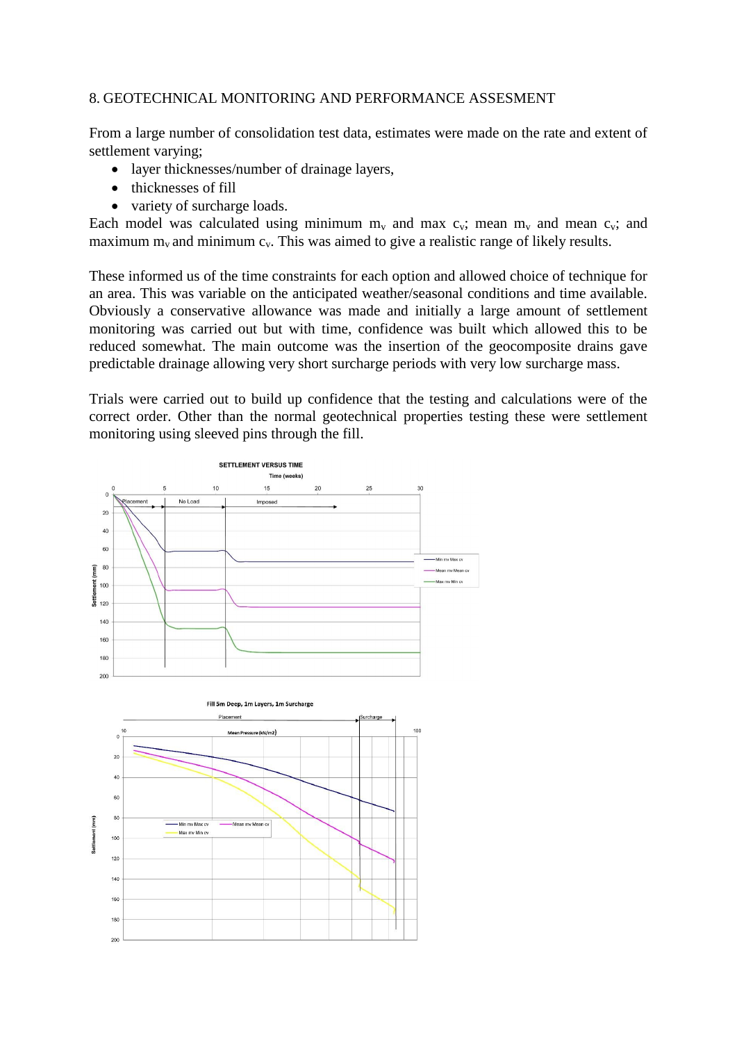8. GEOTECHNICAL MONITORING AND PERFORMANCE ASSESMENT

From a large number of consolidation test data, estimates were made on the rate and extent of settlement varying;

- layer thicknesses/number of drainage layers,
- thicknesses of fill
- variety of surcharge loads.

Each model was calculated using minimum $m_v$ and max $c_v$; mean $m_v$ and mean $c_v$; and maximum $m_v$ and minimum $c_v$. This was aimed to give a realistic range of likely results.

These informed us of the time constraints for each option and allowed choice of technique for an area. This was variable on the anticipated weather/seasonal conditions and time available. Obviously a conservative allowance was made and initially a large amount of settlement monitoring was carried out but with time, confidence was built which allowed this to be reduced somewhat. The main outcome was the insertion of the geocomposite drains gave predictable drainage allowing very short surcharge periods with very low surcharge mass.

Trials were carried out to build up confidence that the testing and calculations were of the correct order. Other than the normal geotechnical properties testing these were settlement monitoring using sleeved pins through the fill.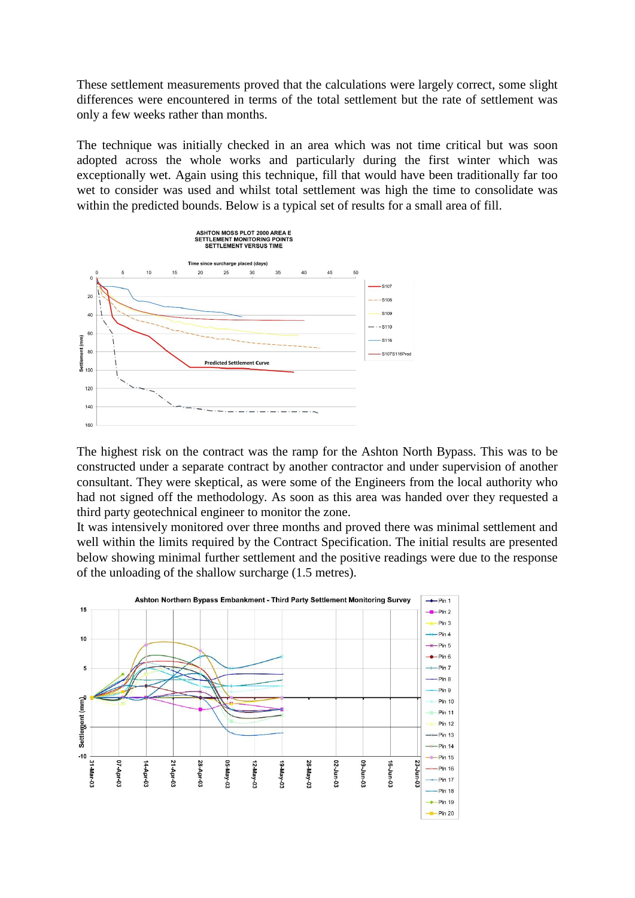These settlement measurements proved that the calculations were largely correct, some slight differences were encountered in terms of the total settlement but the rate of settlement was only a few weeks rather than months.

The technique was initially checked in an area which was not time critical but was soon adopted across the whole works and particularly during the first winter which was exceptionally wet. Again using this technique, fill that would have been traditionally far too wet to consider was used and whilst total settlement was high the time to consolidate was within the predicted bounds. Below is a typical set of results for a small area of fill.

The highest risk on the contract was the ramp for the Ashton North Bypass. This was to be constructed under a separate contract by another contractor and under supervision of another consultant. They were skeptical, as were some of the Engineers from the local authority who had not signed off the methodology. As soon as this area was handed over they requested a third party geotechnical engineer to monitor the zone.

It was intensively monitored over three months and proved there was minimal settlement and well within the limits required by the Contract Specification. The initial results are presented below showing minimal further settlement and the positive readings were due to the response of the unloading of the shallow surcharge (1.5 metres).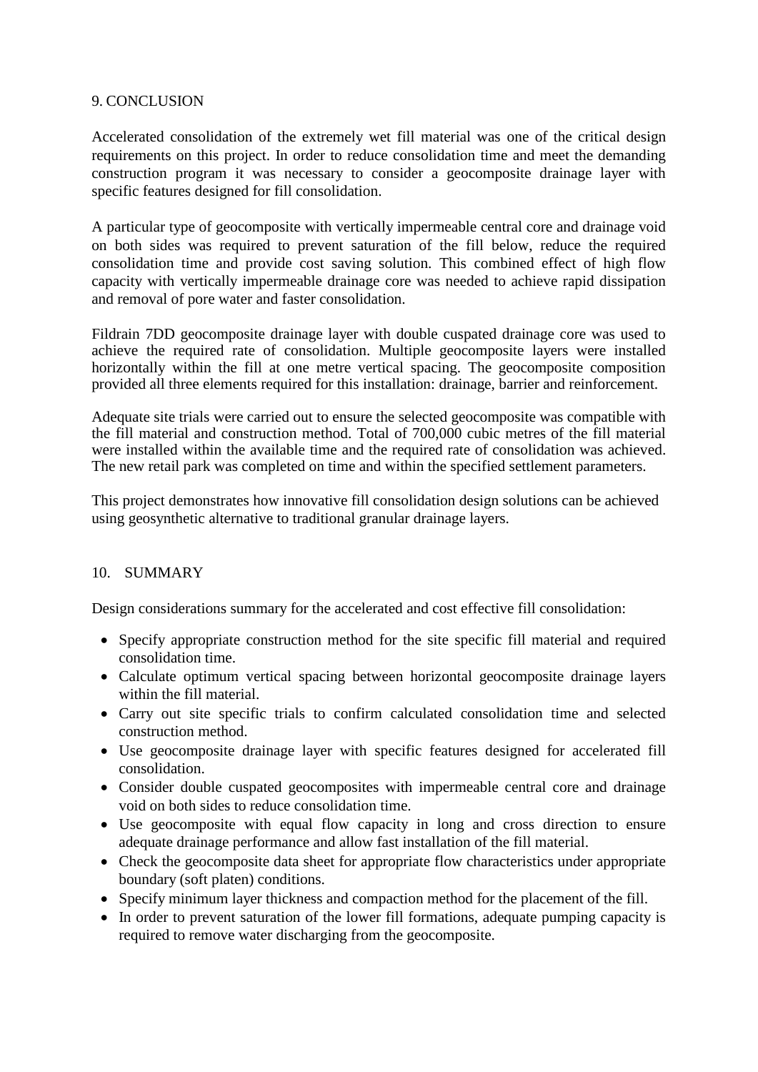## 9. CONCLUSION

Accelerated consolidation of the extremely wet fill material was one of the critical design requirements on this project. In order to reduce consolidation time and meet the demanding construction program it was necessary to consider a geocomposite drainage layer with specific features designed for fill consolidation.

A particular type of geocomposite with vertically impermeable central core and drainage void on both sides was required to prevent saturation of the fill below, reduce the required consolidation time and provide cost saving solution. This combined effect of high flow capacity with vertically impermeable drainage core was needed to achieve rapid dissipation and removal of pore water and faster consolidation.

Fildrain 7DD geocomposite drainage layer with double cuspated drainage core was used to achieve the required rate of consolidation. Multiple geocomposite layers were installed horizontally within the fill at one metre vertical spacing. The geocomposite composition provided all three elements required for this installation: drainage, barrier and reinforcement.

Adequate site trials were carried out to ensure the selected geocomposite was compatible with the fill material and construction method. Total of 700,000 cubic metres of the fill material were installed within the available time and the required rate of consolidation was achieved. The new retail park was completed on time and within the specified settlement parameters.

This project demonstrates how innovative fill consolidation design solutions can be achieved using geosynthetic alternative to traditional granular drainage layers.

## 10. SUMMARY

Design considerations summary for the accelerated and cost effective fill consolidation:

- Specify appropriate construction method for the site specific fill material and required consolidation time.
- Calculate optimum vertical spacing between horizontal geocomposite drainage layers within the fill material.
- Carry out site specific trials to confirm calculated consolidation time and selected construction method.
- Use geocomposite drainage layer with specific features designed for accelerated fill consolidation.
- Consider double cuspated geocomposites with impermeable central core and drainage void on both sides to reduce consolidation time.
- Use geocomposite with equal flow capacity in long and cross direction to ensure adequate drainage performance and allow fast installation of the fill material.
- Check the geocomposite data sheet for appropriate flow characteristics under appropriate boundary (soft platen) conditions.
- Specify minimum layer thickness and compaction method for the placement of the fill.
- In order to prevent saturation of the lower fill formations, adequate pumping capacity is required to remove water discharging from the geocomposite.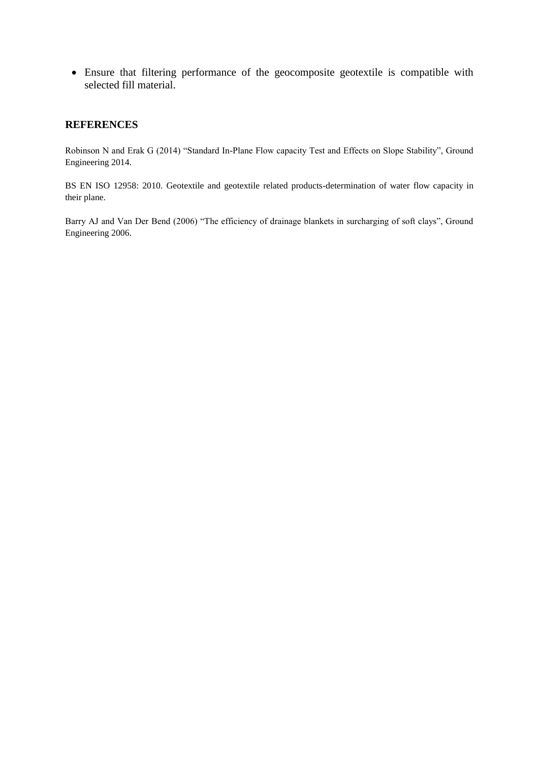- Ensure that filtering performance of the geocomposite geotextile is compatible with selected fill material.

## REFERENCES

Robinson N and Erak G (2014) "Standard In-Plane Flow capacity Test and Effects on Slope Stability", Ground Engineering 2014.

BS EN ISO 12958: 2010. Geotextile and geotextile related products-determination of water flow capacity in their plane.

Barry AJ and Van Der Bend (2006) "The efficiency of drainage blankets in surcharging of soft clays", Ground Engineering 2006.